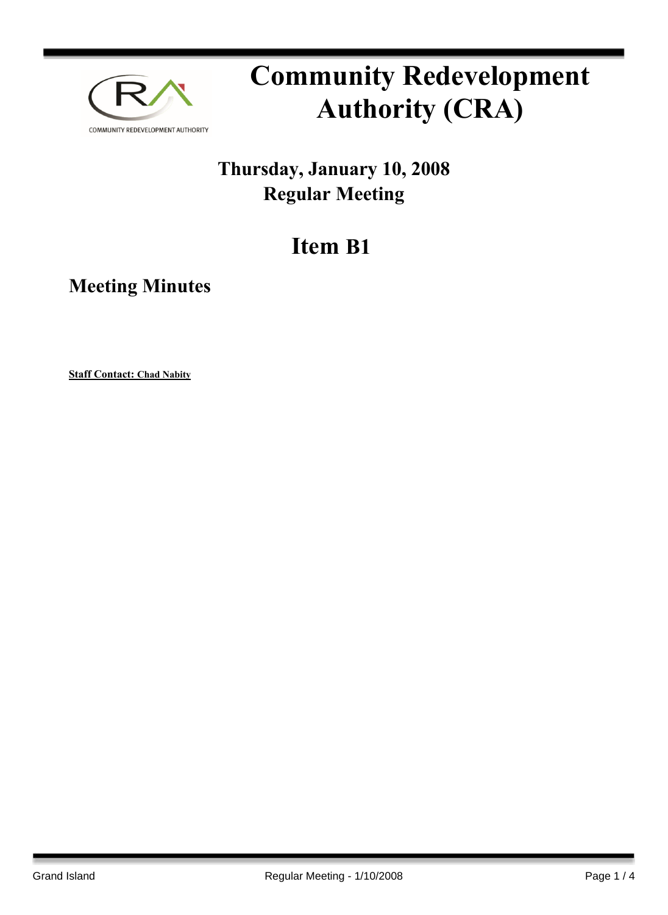# Community Redevelopment Authority (CRA)

## Thursday, January 10, 2008
## Regular Meeting

# Item B1

## Meeting Minutes

**Staff Contact: Chad Nabity**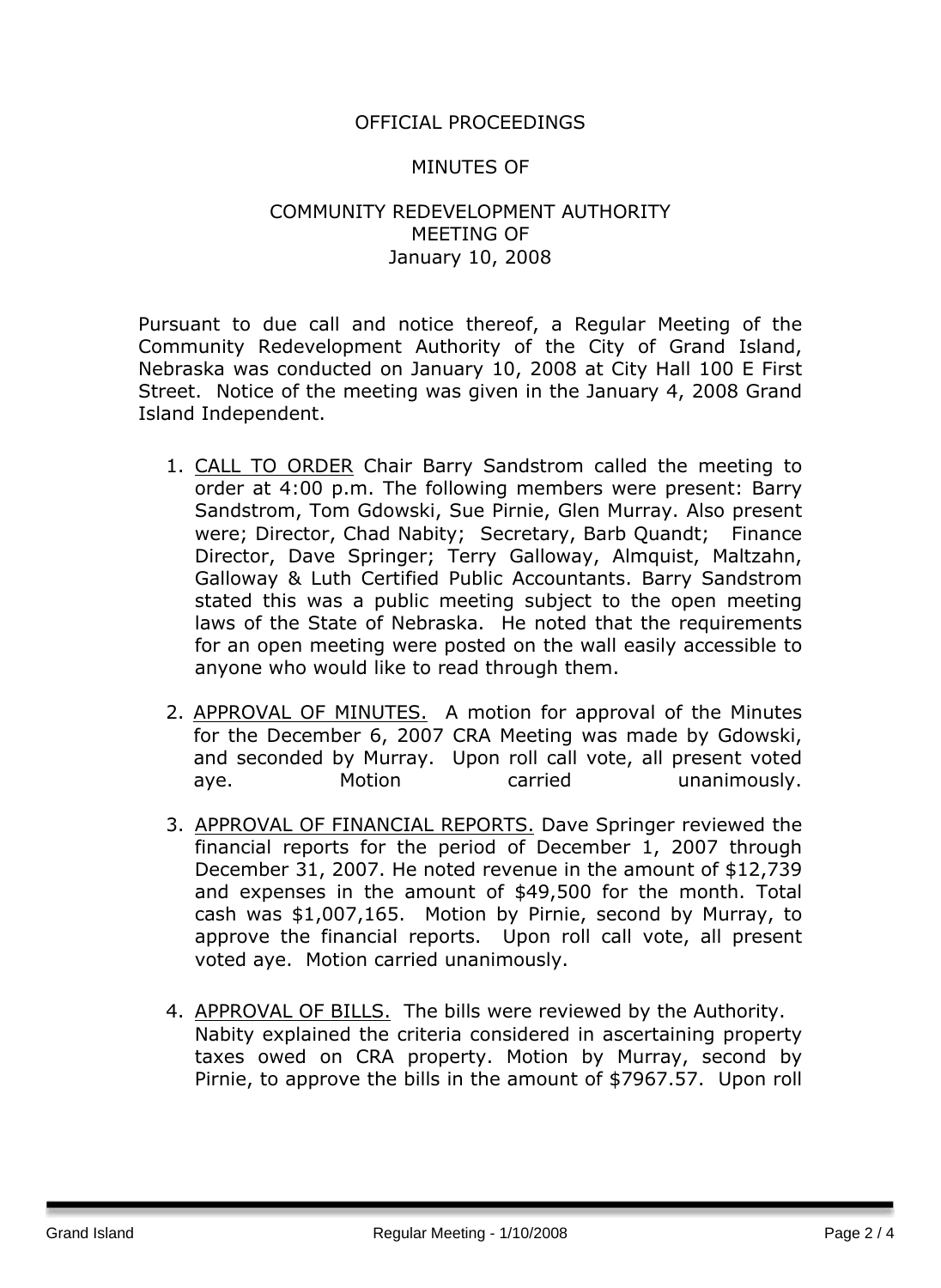OFFICIAL PROCEEDINGS

MINUTES OF

COMMUNITY REDEVELOPMENT AUTHORITY
MEETING OF
January 10, 2008

Pursuant to due call and notice thereof, a Regular Meeting of the Community Redevelopment Authority of the City of Grand Island, Nebraska was conducted on January 10, 2008 at City Hall 100 E First Street. Notice of the meeting was given in the January 4, 2008 Grand Island Independent.

1. CALL TO ORDER Chair Barry Sandstrom called the meeting to order at 4:00 p.m. The following members were present: Barry Sandstrom, Tom Gdowski, Sue Pirnie, Glen Murray. Also present were; Director, Chad Nabity; Secretary, Barb Quandt; Finance Director, Dave Springer; Terry Galloway, Almquist, Maltzahn, Galloway & Luth Certified Public Accountants. Barry Sandstrom stated this was a public meeting subject to the open meeting laws of the State of Nebraska. He noted that the requirements for an open meeting were posted on the wall easily accessible to anyone who would like to read through them.

2. APPROVAL OF MINUTES. A motion for approval of the Minutes for the December 6, 2007 CRA Meeting was made by Gdowski, and seconded by Murray. Upon roll call vote, all present voted aye. Motion carried unanimously.

3. APPROVAL OF FINANCIAL REPORTS. Dave Springer reviewed the financial reports for the period of December 1, 2007 through December 31, 2007. He noted revenue in the amount of $12,739 and expenses in the amount of $49,500 for the month. Total cash was $1,007,165. Motion by Pirnie, second by Murray, to approve the financial reports. Upon roll call vote, all present voted aye. Motion carried unanimously.

4. APPROVAL OF BILLS. The bills were reviewed by the Authority. Nabity explained the criteria considered in ascertaining property taxes owed on CRA property. Motion by Murray, second by Pirnie, to approve the bills in the amount of $7967.57. Upon roll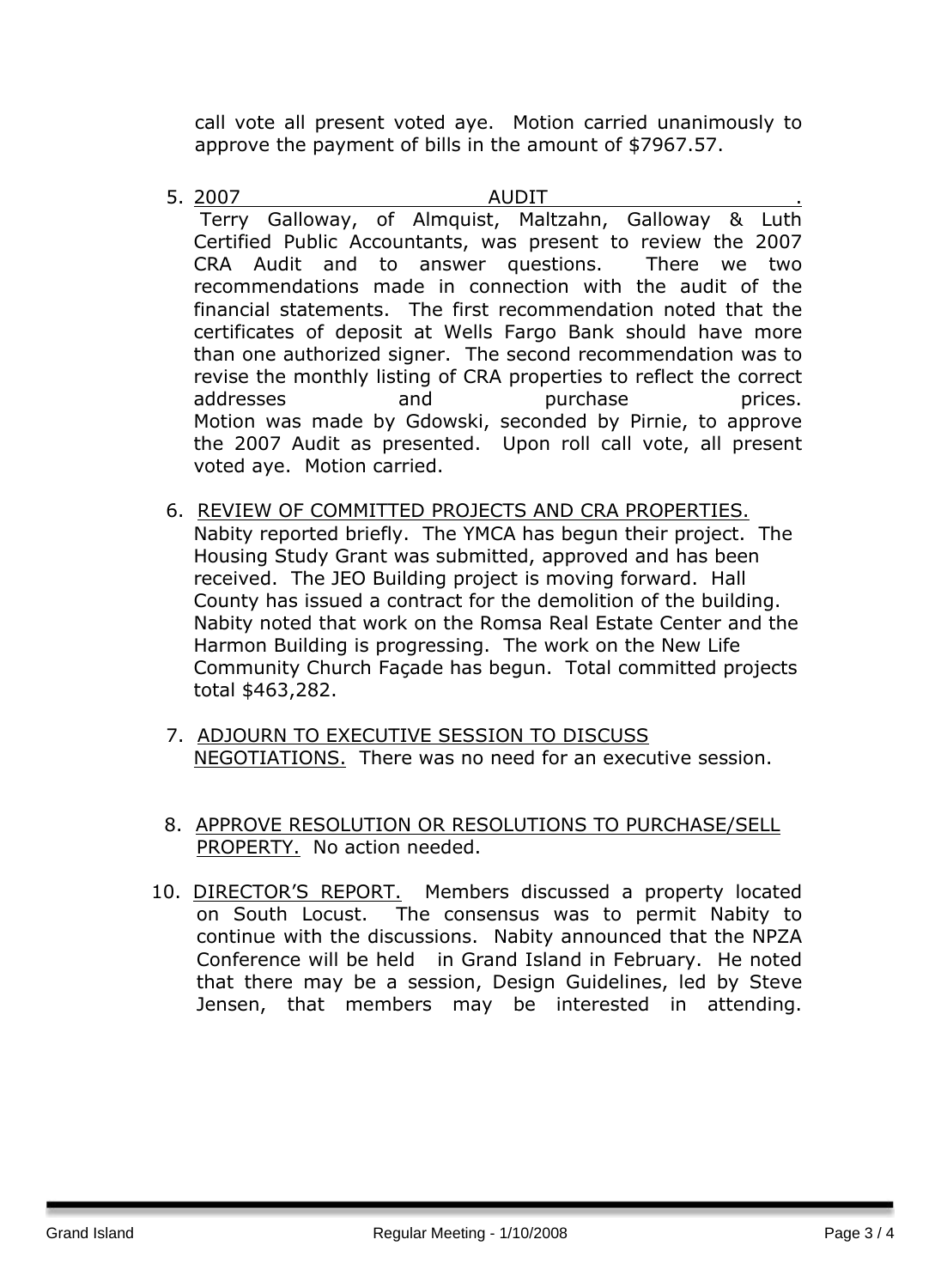call vote all present voted aye. Motion carried unanimously to approve the payment of bills in the amount of $7967.57.

5. <u>2007 AUDIT .</u> Terry Galloway, of Almquist, Maltzahn, Galloway & Luth Certified Public Accountants, was present to review the 2007 CRA Audit and to answer questions. There we two recommendations made in connection with the audit of the financial statements. The first recommendation noted that the certificates of deposit at Wells Fargo Bank should have more than one authorized signer. The second recommendation was to revise the monthly listing of CRA properties to reflect the correct addresses and purchase prices.
   Motion was made by Gdowski, seconded by Pirnie, to approve the 2007 Audit as presented. Upon roll call vote, all present voted aye. Motion carried.

6. <u>REVIEW OF COMMITTED PROJECTS AND CRA PROPERTIES.</u> Nabity reported briefly. The YMCA has begun their project. The Housing Study Grant was submitted, approved and has been received. The JEO Building project is moving forward. Hall County has issued a contract for the demolition of the building. Nabity noted that work on the Romsa Real Estate Center and the Harmon Building is progressing. The work on the New Life Community Church Façade has begun. Total committed projects total $463,282.

7. <u>ADJOURN TO EXECUTIVE SESSION TO DISCUSS NEGOTIATIONS.</u> There was no need for an executive session.

8. <u>APPROVE RESOLUTION OR RESOLUTIONS TO PURCHASE/SELL PROPERTY.</u> No action needed.

10. <u>DIRECTOR'S REPORT.</u> Members discussed a property located on South Locust. The consensus was to permit Nabity to continue with the discussions. Nabity announced that the NPZA Conference will be held in Grand Island in February. He noted that there may be a session, Design Guidelines, led by Steve Jensen, that members may be interested in attending.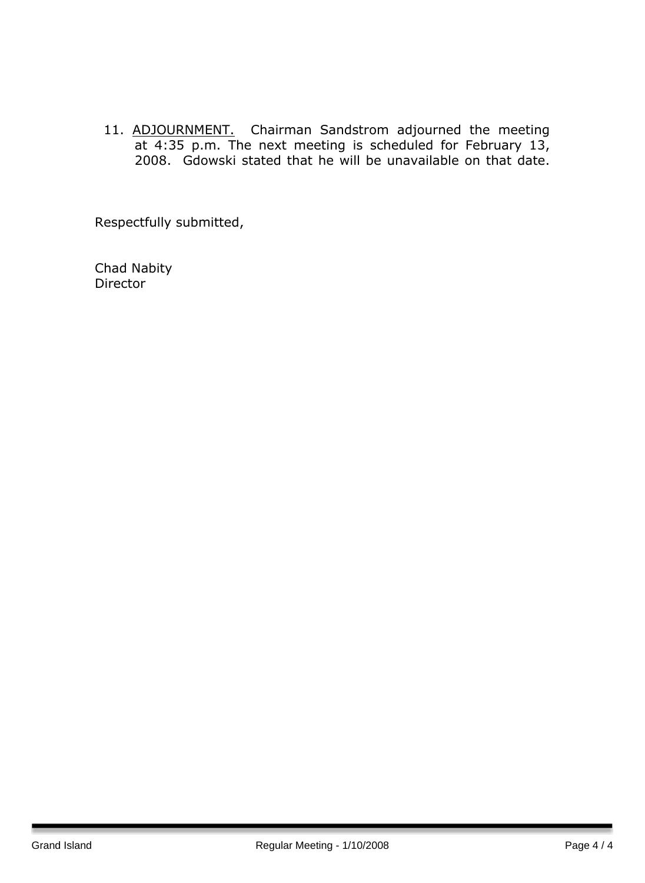11. ADJOURNMENT. Chairman Sandstrom adjourned the meeting at 4:35 p.m. The next meeting is scheduled for February 13, 2008. Gdowski stated that he will be unavailable on that date.

Respectfully submitted,

Chad Nabity
Director